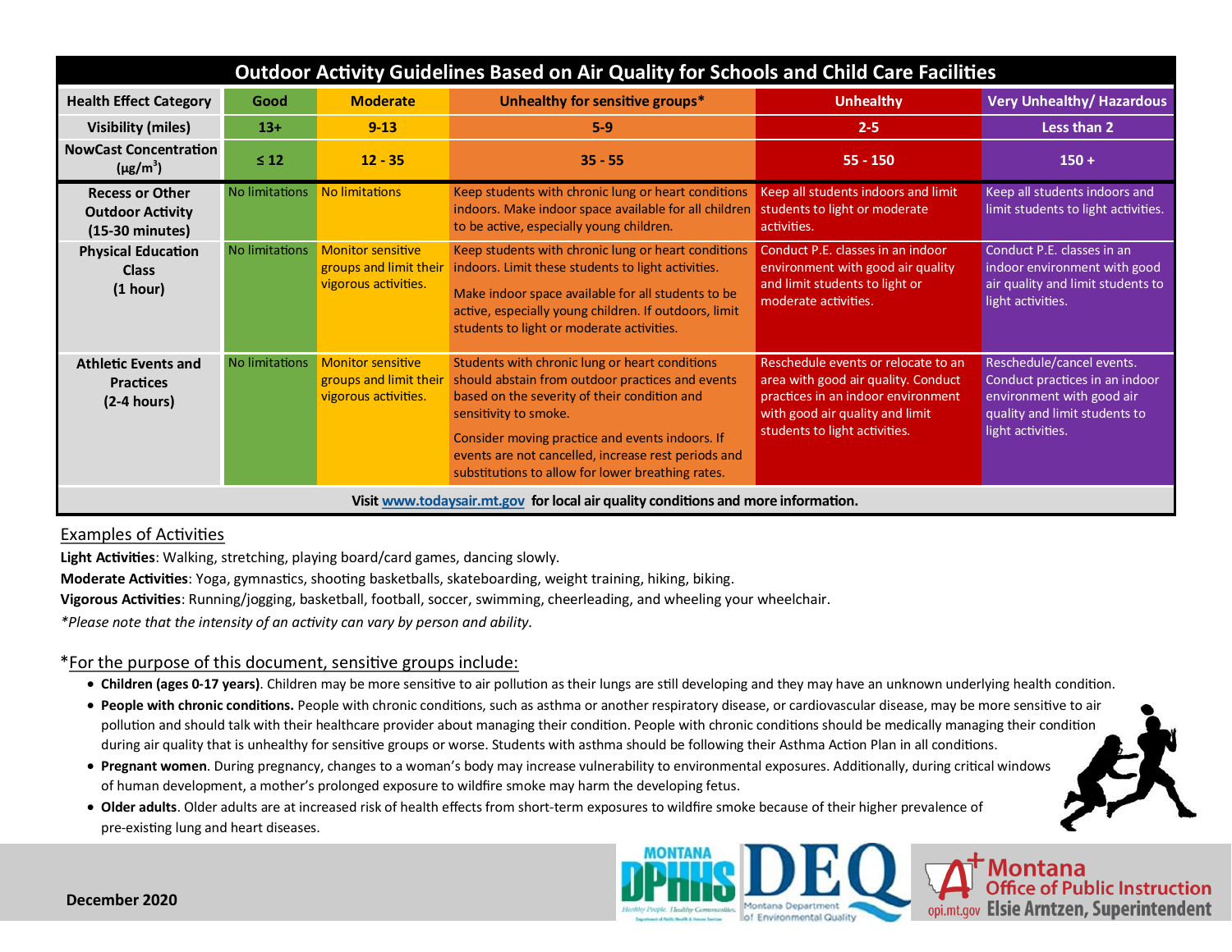# Outdoor Activity Guidelines Based on Air Quality for Schools and Child Care Facilities

| Health Effect Category | Good | Moderate | Unhealthy for sensitive groups* | Unhealthy | Very Unhealthy/ Hazardous |
|---|---|---|---|---|---|
| Visibility (miles) | 13+ | 9-13 | 5-9 | 2-5 | Less than 2 |
| NowCast Concentration ($\mu g/m^3$) | ≤ 12 | 12 - 35 | 35 - 55 | 55 - 150 | 150 + |
| Recess or Other Outdoor Activity (15-30 minutes) | No limitations | No limitations | Keep students with chronic lung or heart conditions indoors. Make indoor space available for all children to be active, especially young children. | Keep all students indoors and limit students to light or moderate activities. | Keep all students indoors and limit students to light activities. |
| Physical Education Class (1 hour) | No limitations | Monitor sensitive groups and limit their vigorous activities. | Keep students with chronic lung or heart conditions indoors. Limit these students to light activities. Make indoor space available for all students to be active, especially young children. If outdoors, limit students to light or moderate activities. | Conduct P.E. classes in an indoor environment with good air quality and limit students to light or moderate activities. | Conduct P.E. classes in an indoor environment with good air quality and limit students to light activities. |
| Athletic Events and Practices (2-4 hours) | No limitations | Monitor sensitive groups and limit their vigorous activities. | Students with chronic lung or heart conditions should abstain from outdoor practices and events based on the severity of their condition and sensitivity to smoke. Consider moving practice and events indoors. If events are not cancelled, increase rest periods and substitutions to allow for lower breathing rates. | Reschedule events or relocate to an area with good air quality. Conduct practices in an indoor environment with good air quality and limit students to light activities. | Reschedule/cancel events. Conduct practices in an indoor environment with good air quality and limit students to light activities. |

**Visit www.todaysair.mt.gov for local air quality conditions and more information.**

## Examples of Activities

**Light Activities**: Walking, stretching, playing board/card games, dancing slowly.

**Moderate Activities**: Yoga, gymnastics, shooting basketballs, skateboarding, weight training, hiking, biking.

**Vigorous Activities**: Running/jogging, basketball, football, soccer, swimming, cheerleading, and wheeling your wheelchair.

*\*Please note that the intensity of an activity can vary by person and ability.*

## *For the purpose of this document, sensitive groups include:

- **Children (ages 0-17 years)**. Children may be more sensitive to air pollution as their lungs are still developing and they may have an unknown underlying health condition.
- **People with chronic conditions.** People with chronic conditions, such as asthma or another respiratory disease, or cardiovascular disease, may be more sensitive to air pollution and should talk with their healthcare provider about managing their condition. People with chronic conditions should be medically managing their condition during air quality that is unhealthy for sensitive groups or worse. Students with asthma should be following their Asthma Action Plan in all conditions.
- **Pregnant women**. During pregnancy, changes to a woman's body may increase vulnerability to environmental exposures. Additionally, during critical windows of human development, a mother's prolonged exposure to wildfire smoke may harm the developing fetus.
- **Older adults**. Older adults are at increased risk of health effects from short-term exposures to wildfire smoke because of their higher prevalence of pre-existing lung and heart diseases.

**December 2020**

Montana DPHHS — Healthy People. Healthy Communities. Department of Public Health & Human Services | DEQ Montana Department of Environmental Quality | Montana Office of Public Instruction, opi.mt.gov, Elsie Arntzen, Superintendent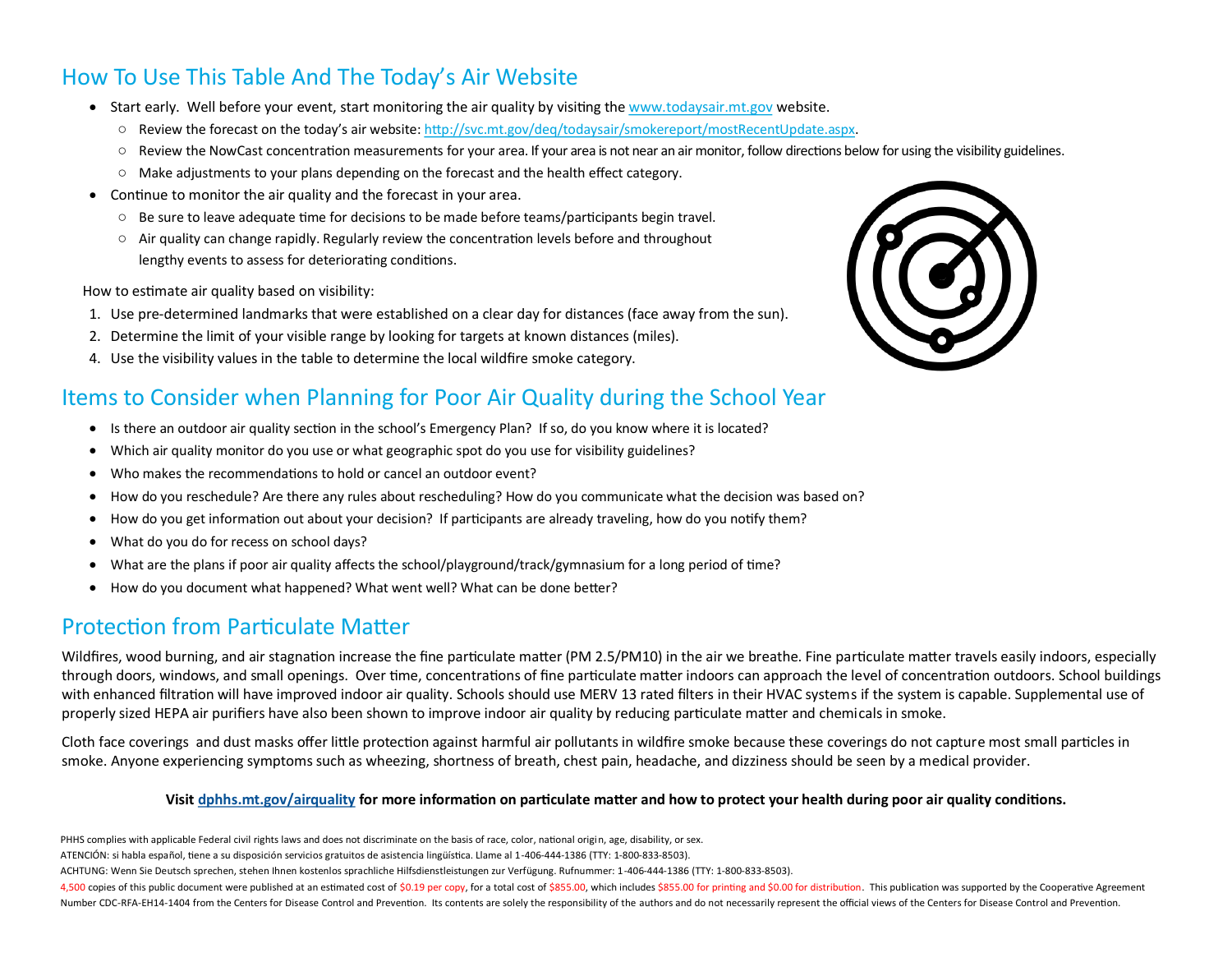## How To Use This Table And The Today's Air Website

- Start early. Well before your event, start monitoring the air quality by visiting the www.todaysair.mt.gov website.
  - Review the forecast on the today's air website: http://svc.mt.gov/deq/todaysair/smokereport/mostRecentUpdate.aspx.
  - Review the NowCast concentration measurements for your area. If your area is not near an air monitor, follow directions below for using the visibility guidelines.
  - Make adjustments to your plans depending on the forecast and the health effect category.
- Continue to monitor the air quality and the forecast in your area.
  - Be sure to leave adequate time for decisions to be made before teams/participants begin travel.
  - Air quality can change rapidly. Regularly review the concentration levels before and throughout lengthy events to assess for deteriorating conditions.

How to estimate air quality based on visibility:

1. Use pre-determined landmarks that were established on a clear day for distances (face away from the sun).
2. Determine the limit of your visible range by looking for targets at known distances (miles).
4. Use the visibility values in the table to determine the local wildfire smoke category.

## Items to Consider when Planning for Poor Air Quality during the School Year

- Is there an outdoor air quality section in the school's Emergency Plan? If so, do you know where it is located?
- Which air quality monitor do you use or what geographic spot do you use for visibility guidelines?
- Who makes the recommendations to hold or cancel an outdoor event?
- How do you reschedule? Are there any rules about rescheduling? How do you communicate what the decision was based on?
- How do you get information out about your decision? If participants are already traveling, how do you notify them?
- What do you do for recess on school days?
- What are the plans if poor air quality affects the school/playground/track/gymnasium for a long period of time?
- How do you document what happened? What went well? What can be done better?

## Protection from Particulate Matter

Wildfires, wood burning, and air stagnation increase the fine particulate matter (PM 2.5/PM10) in the air we breathe. Fine particulate matter travels easily indoors, especially through doors, windows, and small openings. Over time, concentrations of fine particulate matter indoors can approach the level of concentration outdoors. School buildings with enhanced filtration will have improved indoor air quality. Schools should use MERV 13 rated filters in their HVAC systems if the system is capable. Supplemental use of properly sized HEPA air purifiers have also been shown to improve indoor air quality by reducing particulate matter and chemicals in smoke.

Cloth face coverings and dust masks offer little protection against harmful air pollutants in wildfire smoke because these coverings do not capture most small particles in smoke. Anyone experiencing symptoms such as wheezing, shortness of breath, chest pain, headache, and dizziness should be seen by a medical provider.

**Visit dphhs.mt.gov/airquality for more information on particulate matter and how to protect your health during poor air quality conditions.**

PHHS complies with applicable Federal civil rights laws and does not discriminate on the basis of race, color, national origin, age, disability, or sex.

ATENCIÓN: si habla español, tiene a su disposición servicios gratuitos de asistencia lingüística. Llame al 1-406-444-1386 (TTY: 1-800-833-8503).

ACHTUNG: Wenn Sie Deutsch sprechen, stehen Ihnen kostenlos sprachliche Hilfsdienstleistungen zur Verfügung. Rufnummer: 1-406-444-1386 (TTY: 1-800-833-8503).

4,500 copies of this public document were published at an estimated cost of $0.19 per copy, for a total cost of $855.00, which includes $855.00 for printing and $0.00 for distribution. This publication was supported by the Cooperative Agreement Number CDC-RFA-EH14-1404 from the Centers for Disease Control and Prevention. Its contents are solely the responsibility of the authors and do not necessarily represent the official views of the Centers for Disease Control and Prevention.